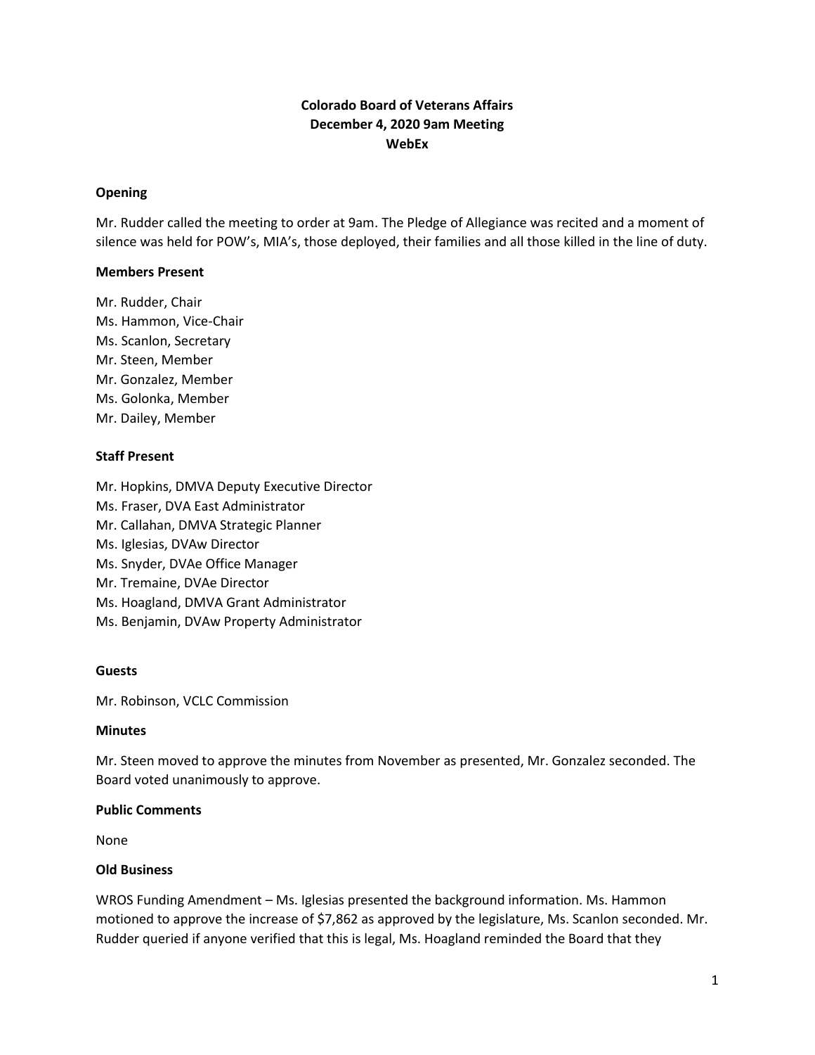# Colorado Board of Veterans Affairs
## December 4, 2020 9am Meeting
## WebEx

### Opening

Mr. Rudder called the meeting to order at 9am. The Pledge of Allegiance was recited and a moment of silence was held for POW's, MIA's, those deployed, their families and all those killed in the line of duty.

### Members Present

Mr. Rudder, Chair
Ms. Hammon, Vice-Chair
Ms. Scanlon, Secretary
Mr. Steen, Member
Mr. Gonzalez, Member
Ms. Golonka, Member
Mr. Dailey, Member

### Staff Present

Mr. Hopkins, DMVA Deputy Executive Director
Ms. Fraser, DVA East Administrator
Mr. Callahan, DMVA Strategic Planner
Ms. Iglesias, DVAw Director
Ms. Snyder, DVAe Office Manager
Mr. Tremaine, DVAe Director
Ms. Hoagland, DMVA Grant Administrator
Ms. Benjamin, DVAw Property Administrator

### Guests

Mr. Robinson, VCLC Commission

### Minutes

Mr. Steen moved to approve the minutes from November as presented, Mr. Gonzalez seconded. The Board voted unanimously to approve.

### Public Comments

None

### Old Business

WROS Funding Amendment – Ms. Iglesias presented the background information. Ms. Hammon motioned to approve the increase of $7,862 as approved by the legislature, Ms. Scanlon seconded. Mr. Rudder queried if anyone verified that this is legal, Ms. Hoagland reminded the Board that they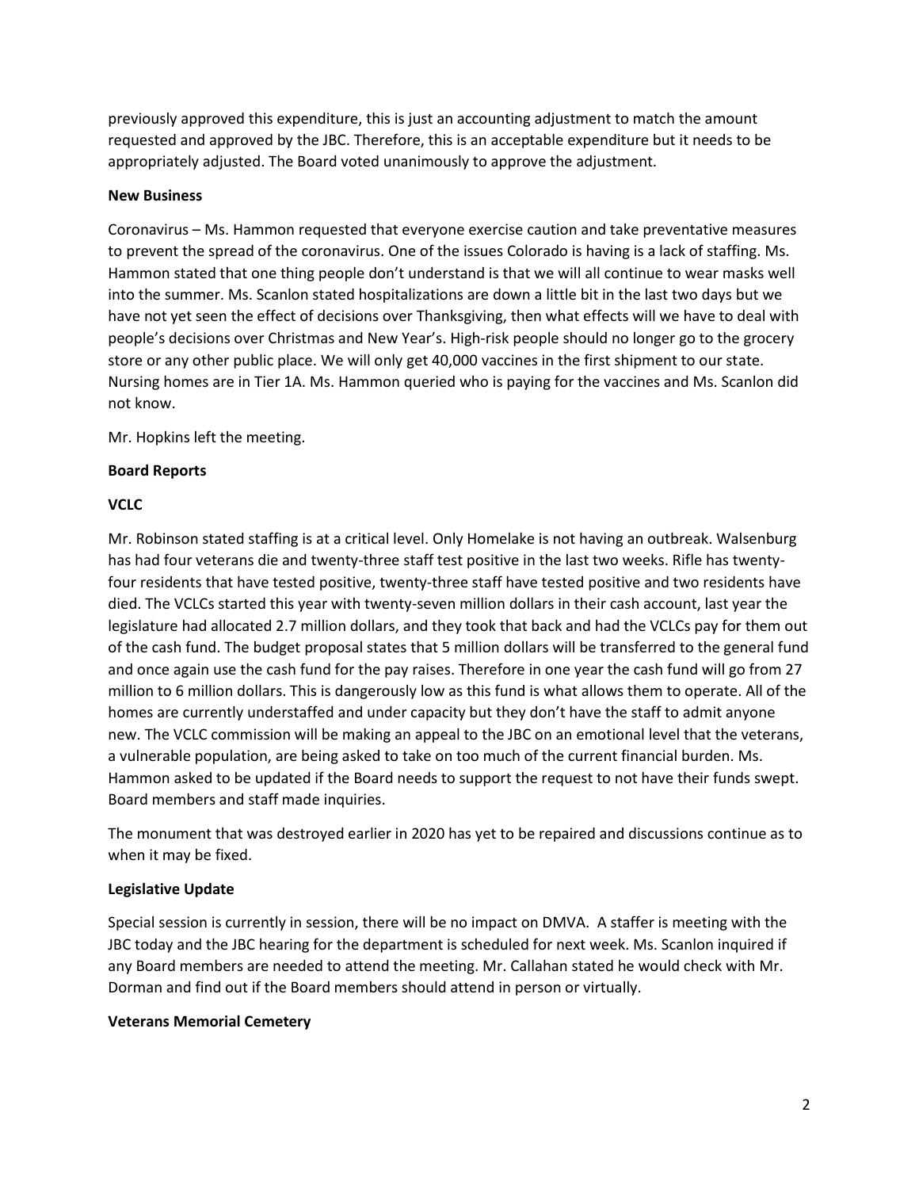previously approved this expenditure, this is just an accounting adjustment to match the amount requested and approved by the JBC. Therefore, this is an acceptable expenditure but it needs to be appropriately adjusted. The Board voted unanimously to approve the adjustment.

**New Business**

Coronavirus – Ms. Hammon requested that everyone exercise caution and take preventative measures to prevent the spread of the coronavirus. One of the issues Colorado is having is a lack of staffing. Ms. Hammon stated that one thing people don't understand is that we will all continue to wear masks well into the summer. Ms. Scanlon stated hospitalizations are down a little bit in the last two days but we have not yet seen the effect of decisions over Thanksgiving, then what effects will we have to deal with people's decisions over Christmas and New Year's. High-risk people should no longer go to the grocery store or any other public place. We will only get 40,000 vaccines in the first shipment to our state. Nursing homes are in Tier 1A. Ms. Hammon queried who is paying for the vaccines and Ms. Scanlon did not know.

Mr. Hopkins left the meeting.

**Board Reports**

**VCLC**

Mr. Robinson stated staffing is at a critical level. Only Homelake is not having an outbreak. Walsenburg has had four veterans die and twenty-three staff test positive in the last two weeks. Rifle has twenty-four residents that have tested positive, twenty-three staff have tested positive and two residents have died. The VCLCs started this year with twenty-seven million dollars in their cash account, last year the legislature had allocated 2.7 million dollars, and they took that back and had the VCLCs pay for them out of the cash fund. The budget proposal states that 5 million dollars will be transferred to the general fund and once again use the cash fund for the pay raises. Therefore in one year the cash fund will go from 27 million to 6 million dollars. This is dangerously low as this fund is what allows them to operate. All of the homes are currently understaffed and under capacity but they don't have the staff to admit anyone new. The VCLC commission will be making an appeal to the JBC on an emotional level that the veterans, a vulnerable population, are being asked to take on too much of the current financial burden. Ms. Hammon asked to be updated if the Board needs to support the request to not have their funds swept. Board members and staff made inquiries.

The monument that was destroyed earlier in 2020 has yet to be repaired and discussions continue as to when it may be fixed.

**Legislative Update**

Special session is currently in session, there will be no impact on DMVA. A staffer is meeting with the JBC today and the JBC hearing for the department is scheduled for next week. Ms. Scanlon inquired if any Board members are needed to attend the meeting. Mr. Callahan stated he would check with Mr. Dorman and find out if the Board members should attend in person or virtually.

**Veterans Memorial Cemetery**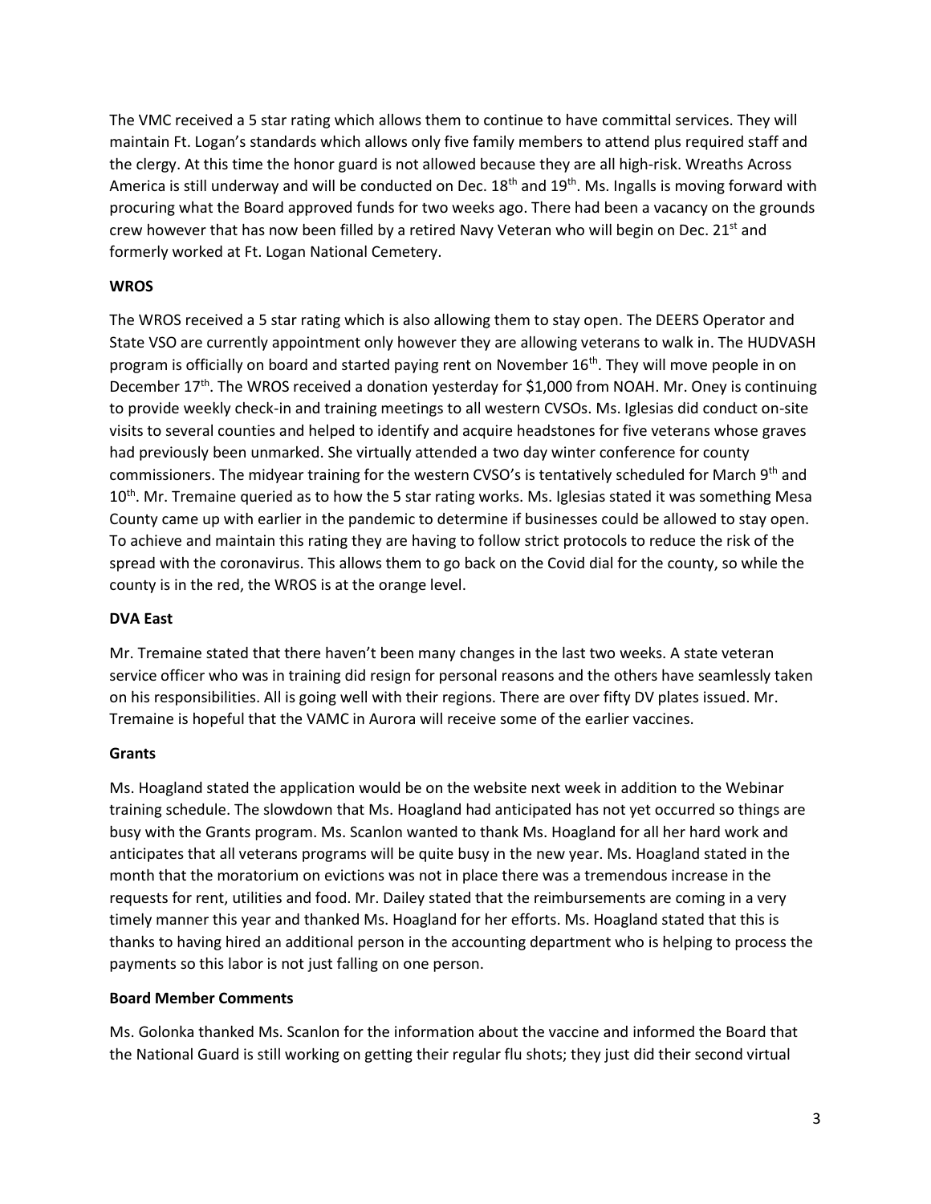The VMC received a 5 star rating which allows them to continue to have committal services. They will maintain Ft. Logan's standards which allows only five family members to attend plus required staff and the clergy. At this time the honor guard is not allowed because they are all high-risk. Wreaths Across America is still underway and will be conducted on Dec. 18th and 19th. Ms. Ingalls is moving forward with procuring what the Board approved funds for two weeks ago. There had been a vacancy on the grounds crew however that has now been filled by a retired Navy Veteran who will begin on Dec. 21st and formerly worked at Ft. Logan National Cemetery.

**WROS**

The WROS received a 5 star rating which is also allowing them to stay open. The DEERS Operator and State VSO are currently appointment only however they are allowing veterans to walk in. The HUDVASH program is officially on board and started paying rent on November 16th. They will move people in on December 17th. The WROS received a donation yesterday for $1,000 from NOAH. Mr. Oney is continuing to provide weekly check-in and training meetings to all western CVSOs. Ms. Iglesias did conduct on-site visits to several counties and helped to identify and acquire headstones for five veterans whose graves had previously been unmarked. She virtually attended a two day winter conference for county commissioners. The midyear training for the western CVSO's is tentatively scheduled for March 9th and 10th. Mr. Tremaine queried as to how the 5 star rating works. Ms. Iglesias stated it was something Mesa County came up with earlier in the pandemic to determine if businesses could be allowed to stay open. To achieve and maintain this rating they are having to follow strict protocols to reduce the risk of the spread with the coronavirus. This allows them to go back on the Covid dial for the county, so while the county is in the red, the WROS is at the orange level.

**DVA East**

Mr. Tremaine stated that there haven't been many changes in the last two weeks. A state veteran service officer who was in training did resign for personal reasons and the others have seamlessly taken on his responsibilities. All is going well with their regions. There are over fifty DV plates issued. Mr. Tremaine is hopeful that the VAMC in Aurora will receive some of the earlier vaccines.

**Grants**

Ms. Hoagland stated the application would be on the website next week in addition to the Webinar training schedule. The slowdown that Ms. Hoagland had anticipated has not yet occurred so things are busy with the Grants program. Ms. Scanlon wanted to thank Ms. Hoagland for all her hard work and anticipates that all veterans programs will be quite busy in the new year. Ms. Hoagland stated in the month that the moratorium on evictions was not in place there was a tremendous increase in the requests for rent, utilities and food. Mr. Dailey stated that the reimbursements are coming in a very timely manner this year and thanked Ms. Hoagland for her efforts. Ms. Hoagland stated that this is thanks to having hired an additional person in the accounting department who is helping to process the payments so this labor is not just falling on one person.

**Board Member Comments**

Ms. Golonka thanked Ms. Scanlon for the information about the vaccine and informed the Board that the National Guard is still working on getting their regular flu shots; they just did their second virtual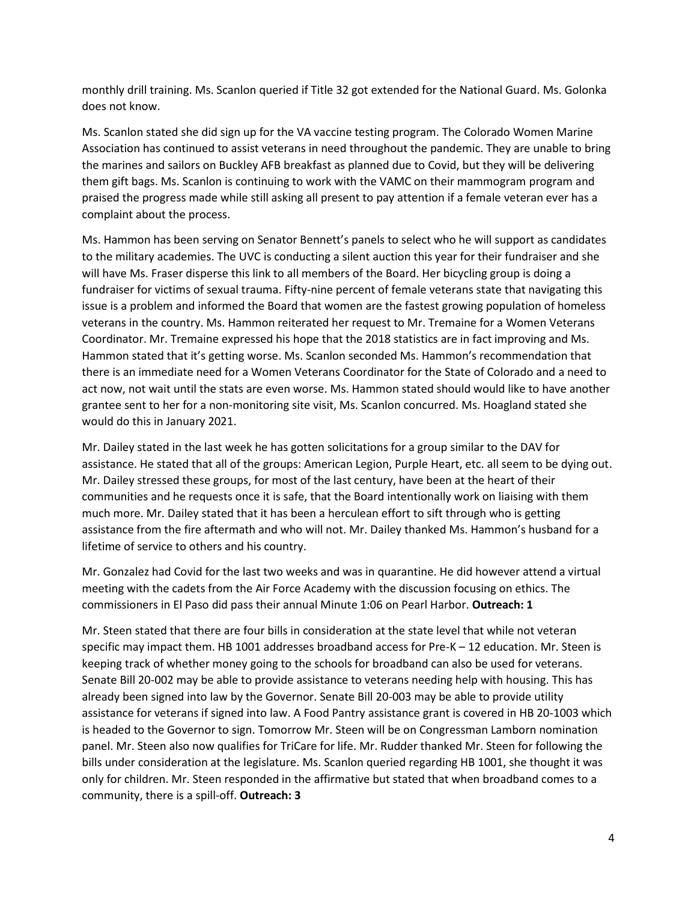monthly drill training. Ms. Scanlon queried if Title 32 got extended for the National Guard. Ms. Golonka does not know.

Ms. Scanlon stated she did sign up for the VA vaccine testing program. The Colorado Women Marine Association has continued to assist veterans in need throughout the pandemic. They are unable to bring the marines and sailors on Buckley AFB breakfast as planned due to Covid, but they will be delivering them gift bags. Ms. Scanlon is continuing to work with the VAMC on their mammogram program and praised the progress made while still asking all present to pay attention if a female veteran ever has a complaint about the process.

Ms. Hammon has been serving on Senator Bennett's panels to select who he will support as candidates to the military academies. The UVC is conducting a silent auction this year for their fundraiser and she will have Ms. Fraser disperse this link to all members of the Board. Her bicycling group is doing a fundraiser for victims of sexual trauma. Fifty-nine percent of female veterans state that navigating this issue is a problem and informed the Board that women are the fastest growing population of homeless veterans in the country. Ms. Hammon reiterated her request to Mr. Tremaine for a Women Veterans Coordinator. Mr. Tremaine expressed his hope that the 2018 statistics are in fact improving and Ms. Hammon stated that it's getting worse. Ms. Scanlon seconded Ms. Hammon's recommendation that there is an immediate need for a Women Veterans Coordinator for the State of Colorado and a need to act now, not wait until the stats are even worse. Ms. Hammon stated should would like to have another grantee sent to her for a non-monitoring site visit, Ms. Scanlon concurred. Ms. Hoagland stated she would do this in January 2021.

Mr. Dailey stated in the last week he has gotten solicitations for a group similar to the DAV for assistance. He stated that all of the groups: American Legion, Purple Heart, etc. all seem to be dying out. Mr. Dailey stressed these groups, for most of the last century, have been at the heart of their communities and he requests once it is safe, that the Board intentionally work on liaising with them much more. Mr. Dailey stated that it has been a herculean effort to sift through who is getting assistance from the fire aftermath and who will not. Mr. Dailey thanked Ms. Hammon's husband for a lifetime of service to others and his country.

Mr. Gonzalez had Covid for the last two weeks and was in quarantine. He did however attend a virtual meeting with the cadets from the Air Force Academy with the discussion focusing on ethics. The commissioners in El Paso did pass their annual Minute 1:06 on Pearl Harbor. **Outreach: 1**

Mr. Steen stated that there are four bills in consideration at the state level that while not veteran specific may impact them. HB 1001 addresses broadband access for Pre-K – 12 education. Mr. Steen is keeping track of whether money going to the schools for broadband can also be used for veterans. Senate Bill 20-002 may be able to provide assistance to veterans needing help with housing. This has already been signed into law by the Governor. Senate Bill 20-003 may be able to provide utility assistance for veterans if signed into law. A Food Pantry assistance grant is covered in HB 20-1003 which is headed to the Governor to sign. Tomorrow Mr. Steen will be on Congressman Lamborn nomination panel. Mr. Steen also now qualifies for TriCare for life. Mr. Rudder thanked Mr. Steen for following the bills under consideration at the legislature. Ms. Scanlon queried regarding HB 1001, she thought it was only for children. Mr. Steen responded in the affirmative but stated that when broadband comes to a community, there is a spill-off. **Outreach: 3**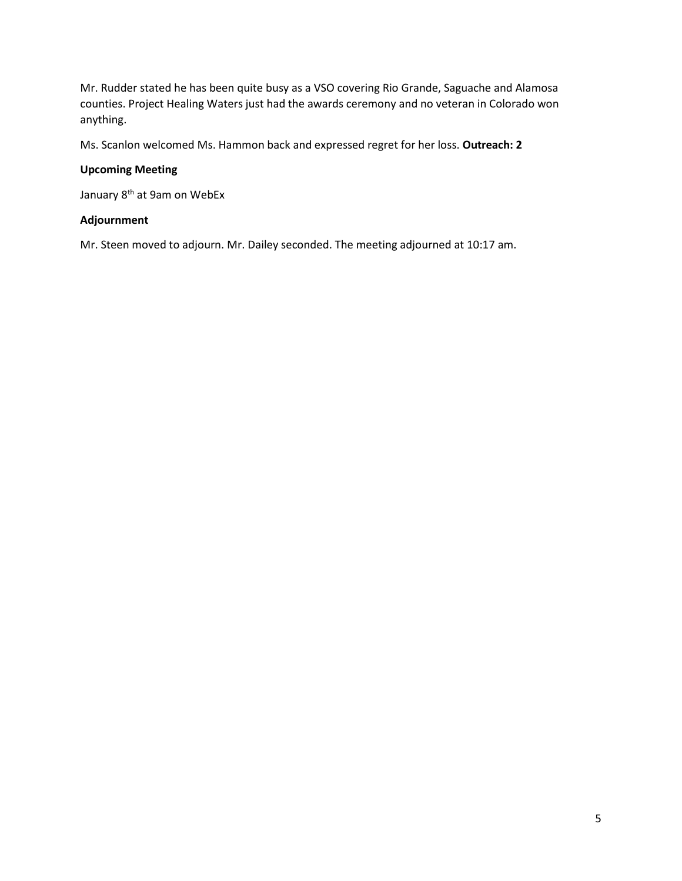Mr. Rudder stated he has been quite busy as a VSO covering Rio Grande, Saguache and Alamosa counties. Project Healing Waters just had the awards ceremony and no veteran in Colorado won anything.

Ms. Scanlon welcomed Ms. Hammon back and expressed regret for her loss. **Outreach: 2**

### Upcoming Meeting

January 8th at 9am on WebEx

### Adjournment

Mr. Steen moved to adjourn. Mr. Dailey seconded. The meeting adjourned at 10:17 am.